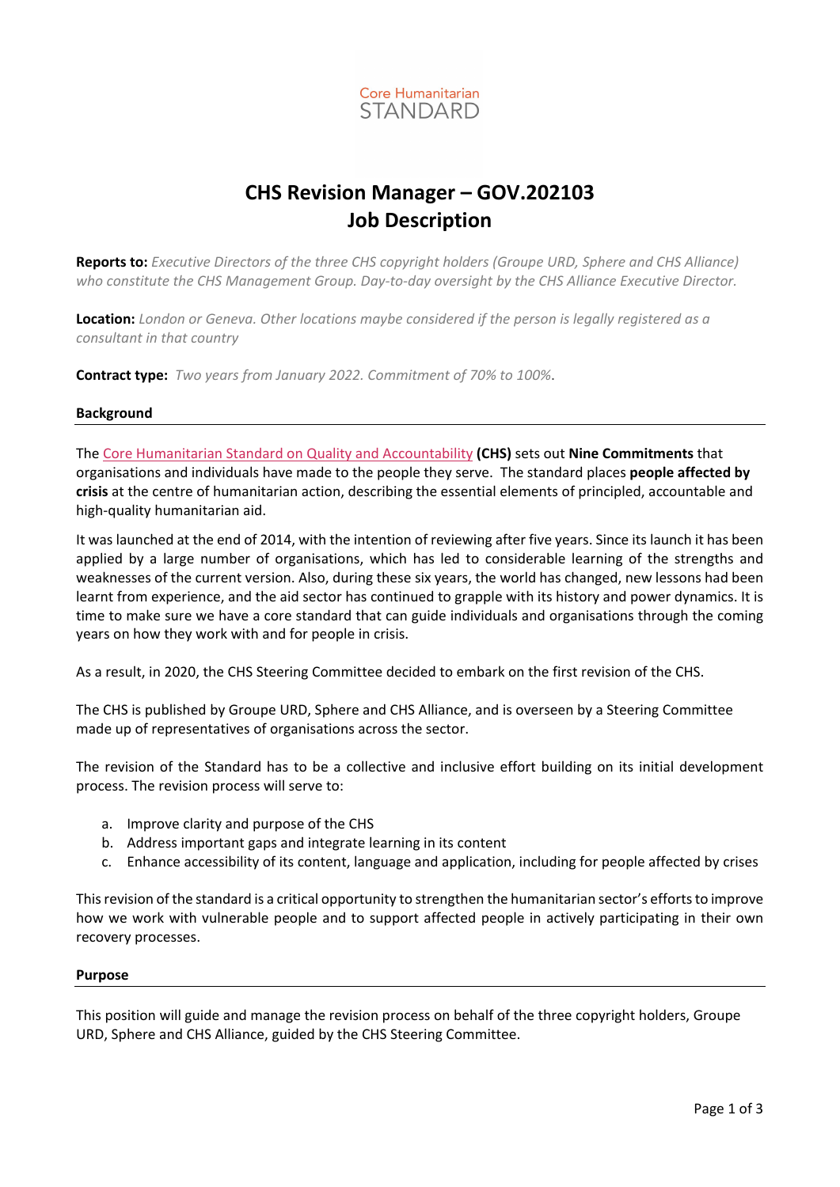Core Humanitarian
STANDARD

# CHS Revision Manager – GOV.202103
# Job Description

**Reports to:** *Executive Directors of the three CHS copyright holders (Groupe URD, Sphere and CHS Alliance) who constitute the CHS Management Group. Day-to-day oversight by the CHS Alliance Executive Director.*

**Location:** *London or Geneva. Other locations maybe considered if the person is legally registered as a consultant in that country*

**Contract type:** *Two years from January 2022. Commitment of 70% to 100%*.

## Background

The Core Humanitarian Standard on Quality and Accountability **(CHS)** sets out **Nine Commitments** that organisations and individuals have made to the people they serve. The standard places **people affected by crisis** at the centre of humanitarian action, describing the essential elements of principled, accountable and high-quality humanitarian aid.

It was launched at the end of 2014, with the intention of reviewing after five years. Since its launch it has been applied by a large number of organisations, which has led to considerable learning of the strengths and weaknesses of the current version. Also, during these six years, the world has changed, new lessons had been learnt from experience, and the aid sector has continued to grapple with its history and power dynamics. It is time to make sure we have a core standard that can guide individuals and organisations through the coming years on how they work with and for people in crisis.

As a result, in 2020, the CHS Steering Committee decided to embark on the first revision of the CHS.

The CHS is published by Groupe URD, Sphere and CHS Alliance, and is overseen by a Steering Committee made up of representatives of organisations across the sector.

The revision of the Standard has to be a collective and inclusive effort building on its initial development process. The revision process will serve to:

a. Improve clarity and purpose of the CHS
b. Address important gaps and integrate learning in its content
c. Enhance accessibility of its content, language and application, including for people affected by crises

This revision of the standard is a critical opportunity to strengthen the humanitarian sector's efforts to improve how we work with vulnerable people and to support affected people in actively participating in their own recovery processes.

## Purpose

This position will guide and manage the revision process on behalf of the three copyright holders, Groupe URD, Sphere and CHS Alliance, guided by the CHS Steering Committee.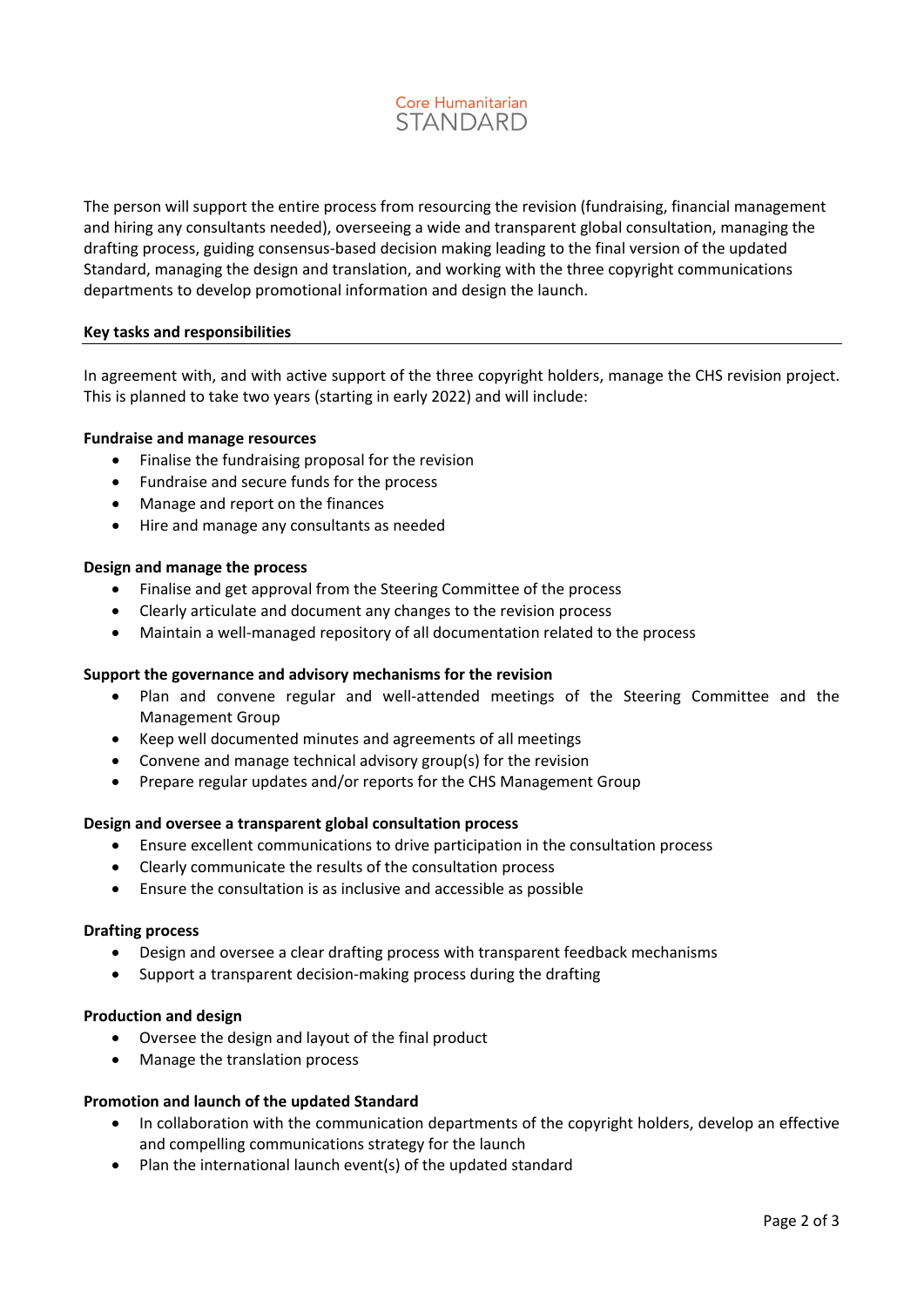The person will support the entire process from resourcing the revision (fundraising, financial management and hiring any consultants needed), overseeing a wide and transparent global consultation, managing the drafting process, guiding consensus-based decision making leading to the final version of the updated Standard, managing the design and translation, and working with the three copyright communications departments to develop promotional information and design the launch.

## Key tasks and responsibilities

In agreement with, and with active support of the three copyright holders, manage the CHS revision project. This is planned to take two years (starting in early 2022) and will include:

**Fundraise and manage resources**

- Finalise the fundraising proposal for the revision
- Fundraise and secure funds for the process
- Manage and report on the finances
- Hire and manage any consultants as needed

**Design and manage the process**

- Finalise and get approval from the Steering Committee of the process
- Clearly articulate and document any changes to the revision process
- Maintain a well-managed repository of all documentation related to the process

**Support the governance and advisory mechanisms for the revision**

- Plan and convene regular and well-attended meetings of the Steering Committee and the Management Group
- Keep well documented minutes and agreements of all meetings
- Convene and manage technical advisory group(s) for the revision
- Prepare regular updates and/or reports for the CHS Management Group

**Design and oversee a transparent global consultation process**

- Ensure excellent communications to drive participation in the consultation process
- Clearly communicate the results of the consultation process
- Ensure the consultation is as inclusive and accessible as possible

**Drafting process**

- Design and oversee a clear drafting process with transparent feedback mechanisms
- Support a transparent decision-making process during the drafting

**Production and design**

- Oversee the design and layout of the final product
- Manage the translation process

**Promotion and launch of the updated Standard**

- In collaboration with the communication departments of the copyright holders, develop an effective and compelling communications strategy for the launch
- Plan the international launch event(s) of the updated standard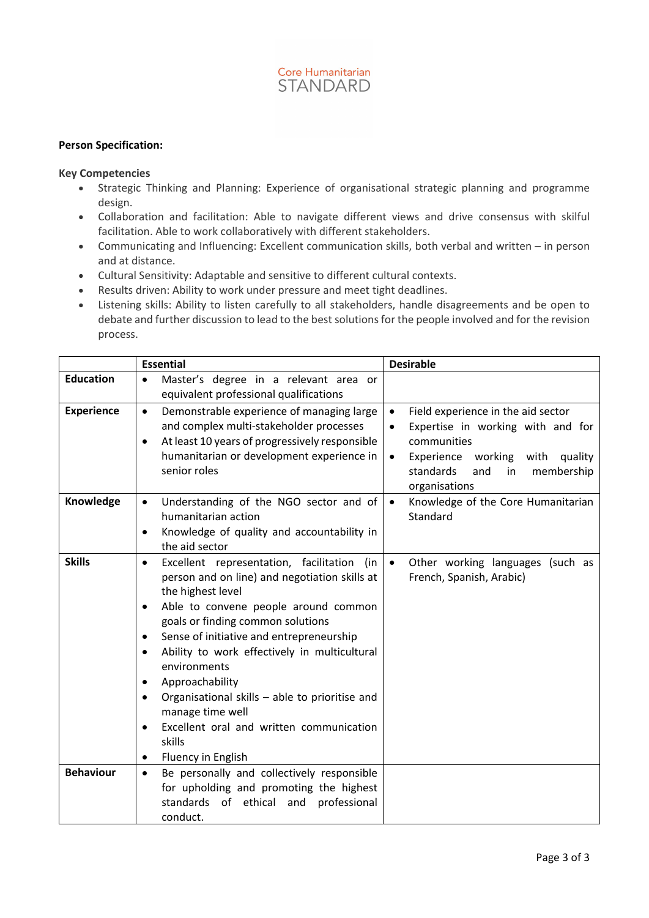Core Humanitarian STANDARD

**Person Specification:**

**Key Competencies**

- Strategic Thinking and Planning: Experience of organisational strategic planning and programme design.
- Collaboration and facilitation: Able to navigate different views and drive consensus with skilful facilitation. Able to work collaboratively with different stakeholders.
- Communicating and Influencing: Excellent communication skills, both verbal and written – in person and at distance.
- Cultural Sensitivity: Adaptable and sensitive to different cultural contexts.
- Results driven: Ability to work under pressure and meet tight deadlines.
- Listening skills: Ability to listen carefully to all stakeholders, handle disagreements and be open to debate and further discussion to lead to the best solutions for the people involved and for the revision process.

| | Essential | Desirable |
|---|---|---|
| **Education** | • Master's degree in a relevant area or equivalent professional qualifications | |
| **Experience** | • Demonstrable experience of managing large and complex multi-stakeholder processes<br>• At least 10 years of progressively responsible humanitarian or development experience in senior roles | • Field experience in the aid sector<br>• Expertise in working with and for communities<br>• Experience working with quality standards and in membership organisations |
| **Knowledge** | • Understanding of the NGO sector and of humanitarian action<br>• Knowledge of quality and accountability in the aid sector | • Knowledge of the Core Humanitarian Standard |
| **Skills** | • Excellent representation, facilitation (in person and on line) and negotiation skills at the highest level<br>• Able to convene people around common goals or finding common solutions<br>• Sense of initiative and entrepreneurship<br>• Ability to work effectively in multicultural environments<br>• Approachability<br>• Organisational skills – able to prioritise and manage time well<br>• Excellent oral and written communication skills<br>• Fluency in English | • Other working languages (such as French, Spanish, Arabic) |
| **Behaviour** | • Be personally and collectively responsible for upholding and promoting the highest standards of ethical and professional conduct. | |